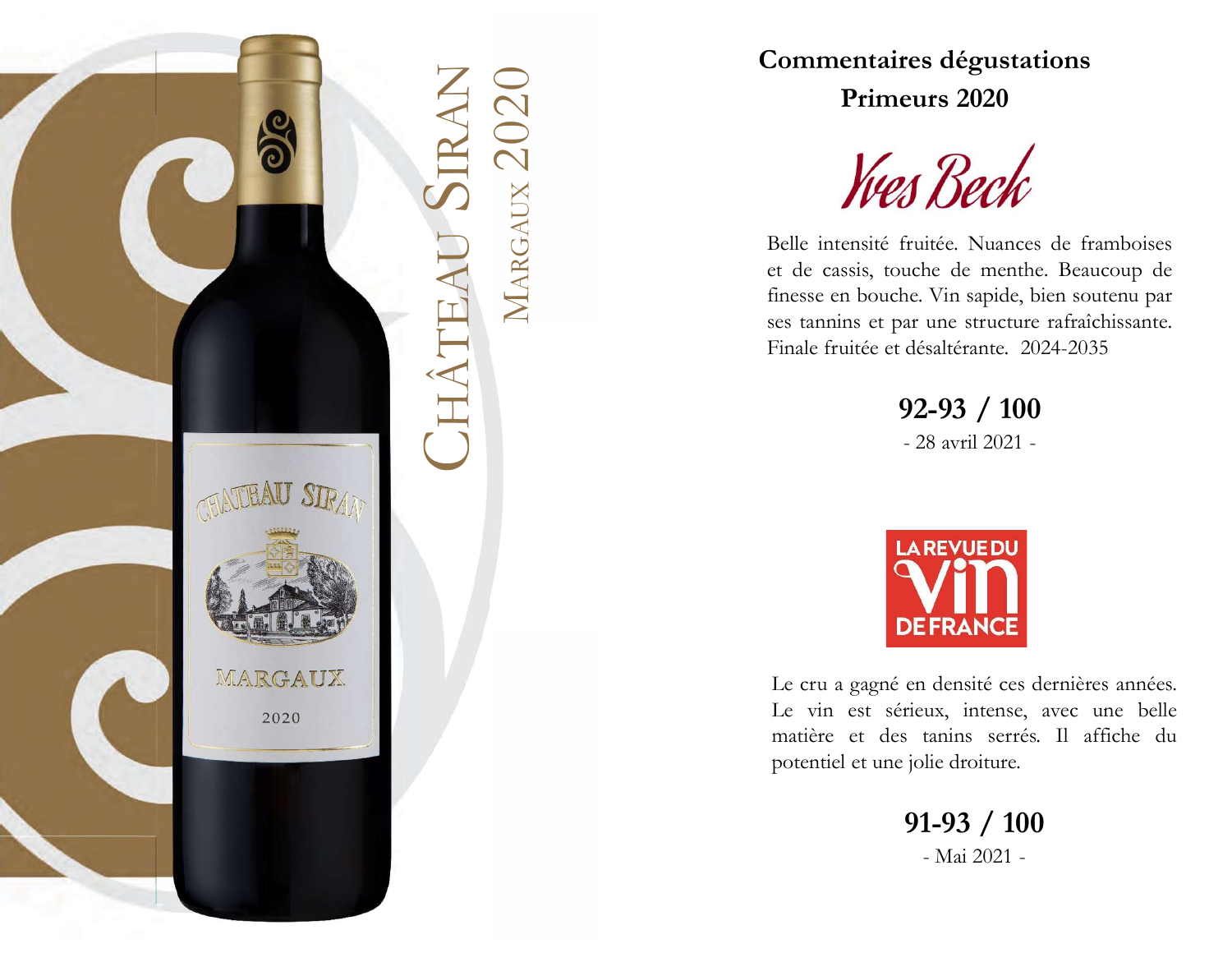# Château Siran
## Margaux 2020

## Commentaires dégustations Primeurs 2020

### Yves Beck

Belle intensité fruitée. Nuances de framboises et de cassis, touche de menthe. Beaucoup de finesse en bouche. Vin sapide, bien soutenu par ses tannins et par une structure rafraîchissante. Finale fruitée et désaltérante. 2024-2035

**92-93 / 100**

- 28 avril 2021 -

### La Revue du Vin de France

Le cru a gagné en densité ces dernières années. Le vin est sérieux, intense, avec une belle matière et des tanins serrés. Il affiche du potentiel et une jolie droiture.

**91-93 / 100**

- Mai 2021 -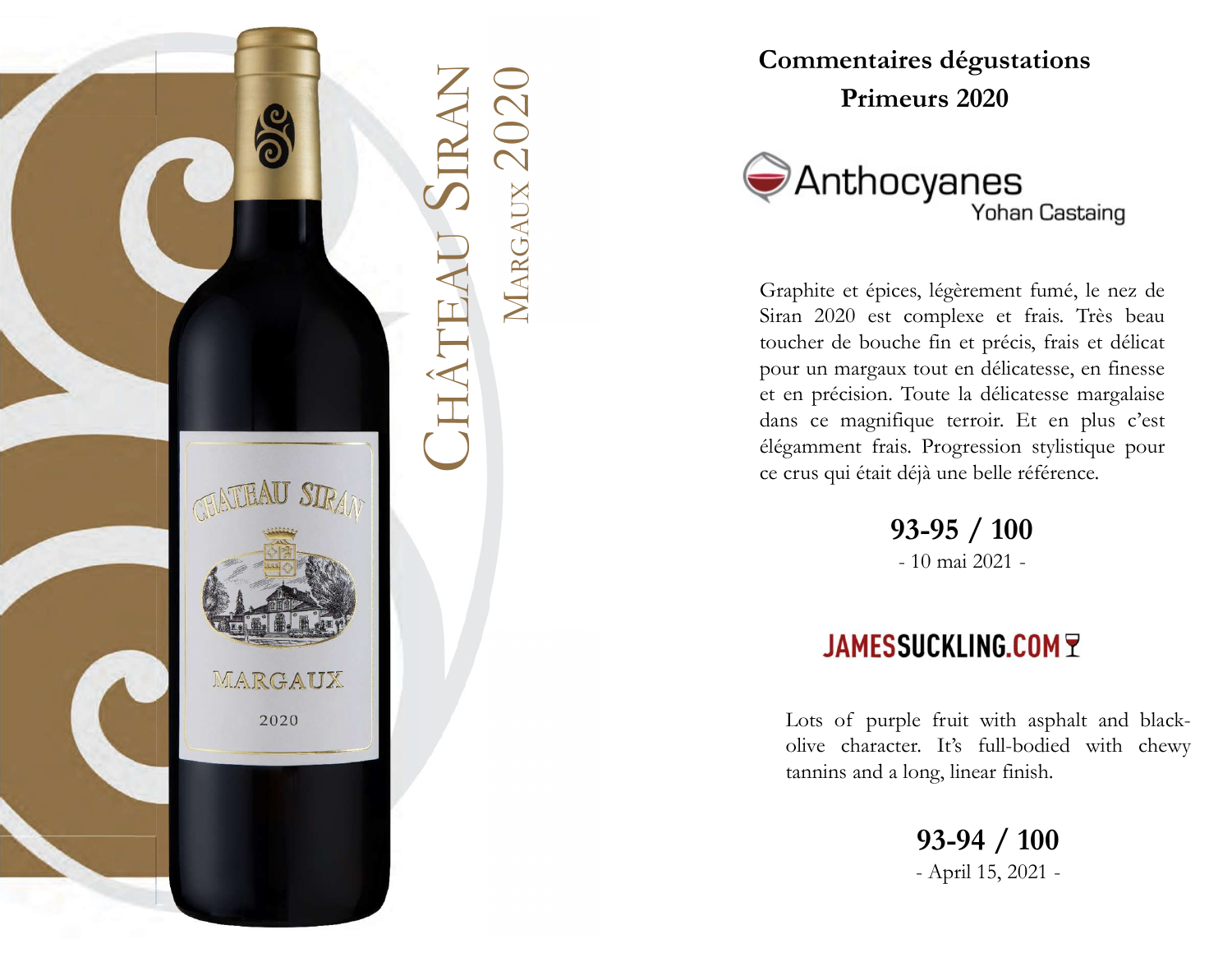# Château Siran

## Margaux 2020

## Commentaires dégustations Primeurs 2020

### Anthocyanes
Yohan Castaing

Graphite et épices, légèrement fumé, le nez de Siran 2020 est complexe et frais. Très beau toucher de bouche fin et précis, frais et délicat pour un margaux tout en délicatesse, en finesse et en précision. Toute la délicatesse margalaise dans ce magnifique terroir. Et en plus c'est élégamment frais. Progression stylistique pour ce crus qui était déjà une belle référence.

**93-95 / 100**

- 10 mai 2021 -

### JAMESSUCKLING.COM

Lots of purple fruit with asphalt and black-olive character. It's full-bodied with chewy tannins and a long, linear finish.

**93-94 / 100**

- April 15, 2021 -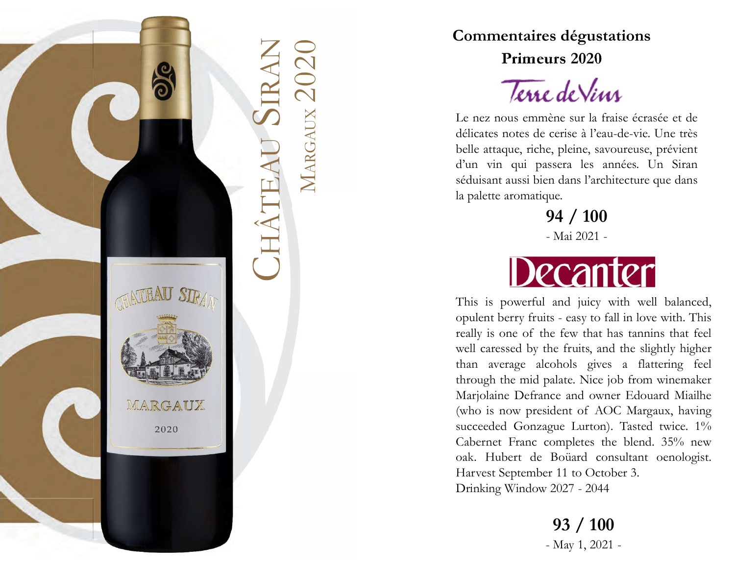# Château Siran

## Margaux 2020

### Commentaires dégustations
### Primeurs 2020

**Terre de Vins**

Le nez nous emmène sur la fraise écrasée et de délicates notes de cerise à l'eau-de-vie. Une très belle attaque, riche, pleine, savoureuse, prévient d'un vin qui passera les années. Un Siran séduisant aussi bien dans l'architecture que dans la palette aromatique.

**94 / 100**

- Mai 2021 -

**Decanter**

This is powerful and juicy with well balanced, opulent berry fruits - easy to fall in love with. This really is one of the few that has tannins that feel well caressed by the fruits, and the slightly higher than average alcohols gives a flattering feel through the mid palate. Nice job from winemaker Marjolaine Defrance and owner Edouard Miailhe (who is now president of AOC Margaux, having succeeded Gonzague Lurton). Tasted twice. 1% Cabernet Franc completes the blend. 35% new oak. Hubert de Boüard consultant oenologist. Harvest September 11 to October 3.
Drinking Window 2027 - 2044

**93 / 100**

- May 1, 2021 -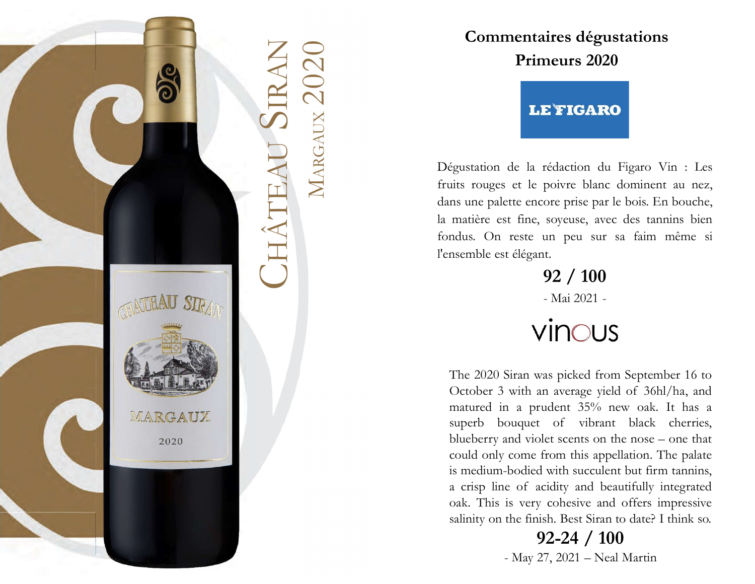# Château Siran
## Margaux 2020

## Commentaires dégustations
## Primeurs 2020

### LE FIGARO

Dégustation de la rédaction du Figaro Vin : Les fruits rouges et le poivre blanc dominent au nez, dans une palette encore prise par le bois. En bouche, la matière est fine, soyeuse, avec des tannins bien fondus. On reste un peu sur sa faim même si l'ensemble est élégant.

**92 / 100**

- Mai 2021 -

### vinous

The 2020 Siran was picked from September 16 to October 3 with an average yield of 36hl/ha, and matured in a prudent 35% new oak. It has a superb bouquet of vibrant black cherries, blueberry and violet scents on the nose – one that could only come from this appellation. The palate is medium-bodied with succulent but firm tannins, a crisp line of acidity and beautifully integrated oak. This is very cohesive and offers impressive salinity on the finish. Best Siran to date? I think so.

**92-24 / 100**

- May 27, 2021 – Neal Martin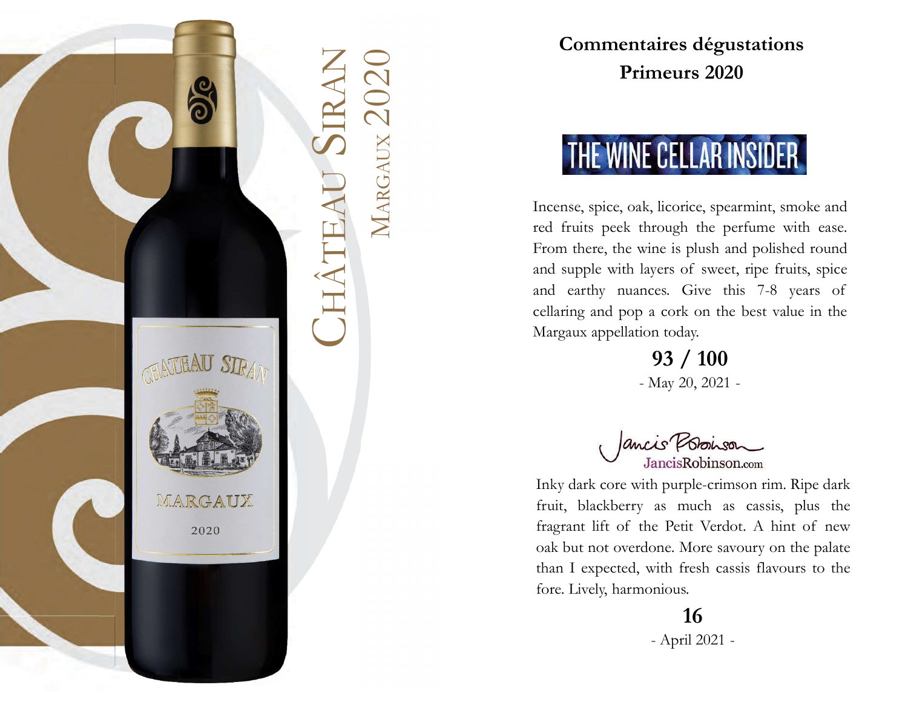# Château Siran

## Margaux 2020

## Commentaires dégustations Primeurs 2020

### THE WINE CELLAR INSIDER

Incense, spice, oak, licorice, spearmint, smoke and red fruits peek through the perfume with ease. From there, the wine is plush and polished round and supple with layers of sweet, ripe fruits, spice and earthy nuances. Give this 7-8 years of cellaring and pop a cork on the best value in the Margaux appellation today.

**93 / 100**

- May 20, 2021 -

### JancisRobinson.com

Inky dark core with purple-crimson rim. Ripe dark fruit, blackberry as much as cassis, plus the fragrant lift of the Petit Verdot. A hint of new oak but not overdone. More savoury on the palate than I expected, with fresh cassis flavours to the fore. Lively, harmonious.

**16**

- April 2021 -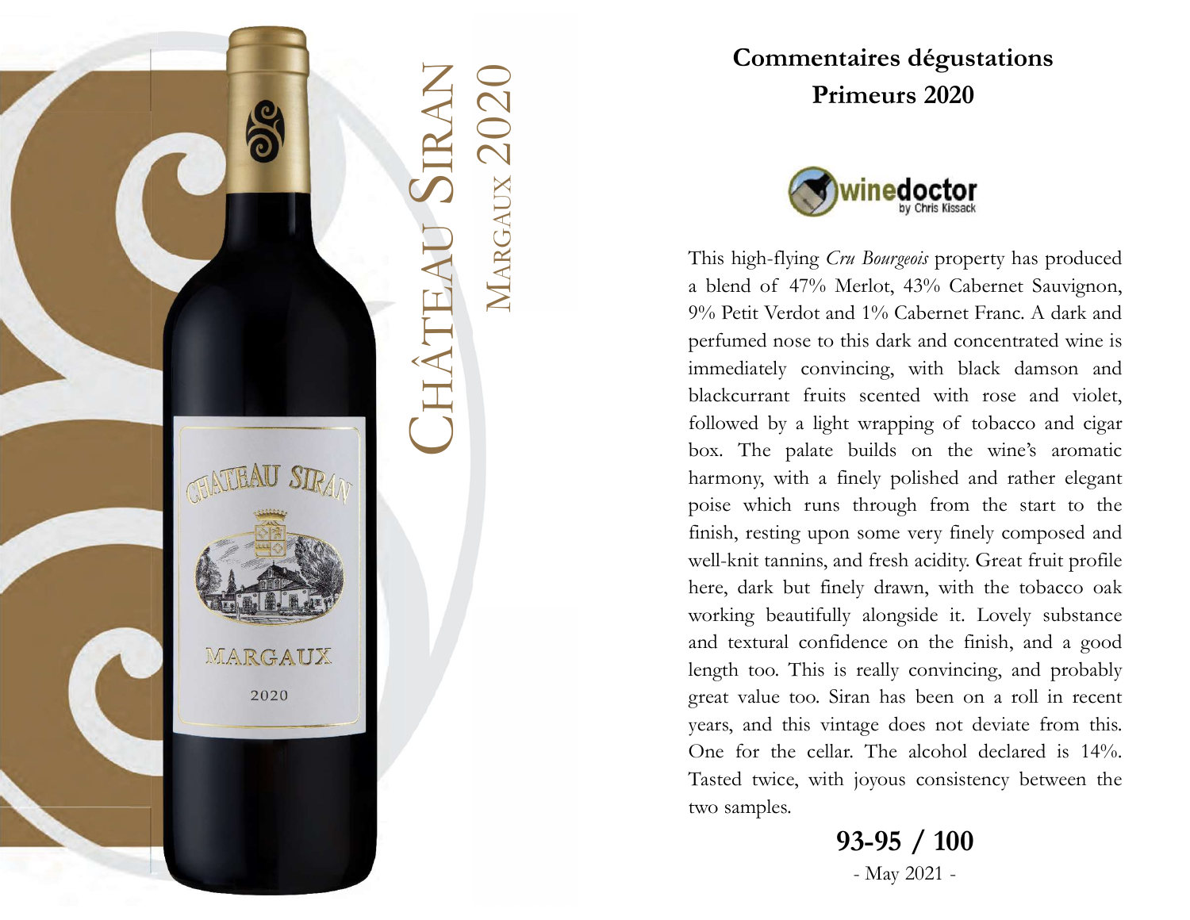# Château Siran

## Margaux 2020

## Commentaires dégustations Primeurs 2020

winedoctor by Chris Kissack

This high-flying *Cru Bourgeois* property has produced a blend of 47% Merlot, 43% Cabernet Sauvignon, 9% Petit Verdot and 1% Cabernet Franc. A dark and perfumed nose to this dark and concentrated wine is immediately convincing, with black damson and blackcurrant fruits scented with rose and violet, followed by a light wrapping of tobacco and cigar box. The palate builds on the wine's aromatic harmony, with a finely polished and rather elegant poise which runs through from the start to the finish, resting upon some very finely composed and well-knit tannins, and fresh acidity. Great fruit profile here, dark but finely drawn, with the tobacco oak working beautifully alongside it. Lovely substance and textural confidence on the finish, and a good length too. This is really convincing, and probably great value too. Siran has been on a roll in recent years, and this vintage does not deviate from this. One for the cellar. The alcohol declared is 14%. Tasted twice, with joyous consistency between the two samples.

**93-95 / 100**

- May 2021 -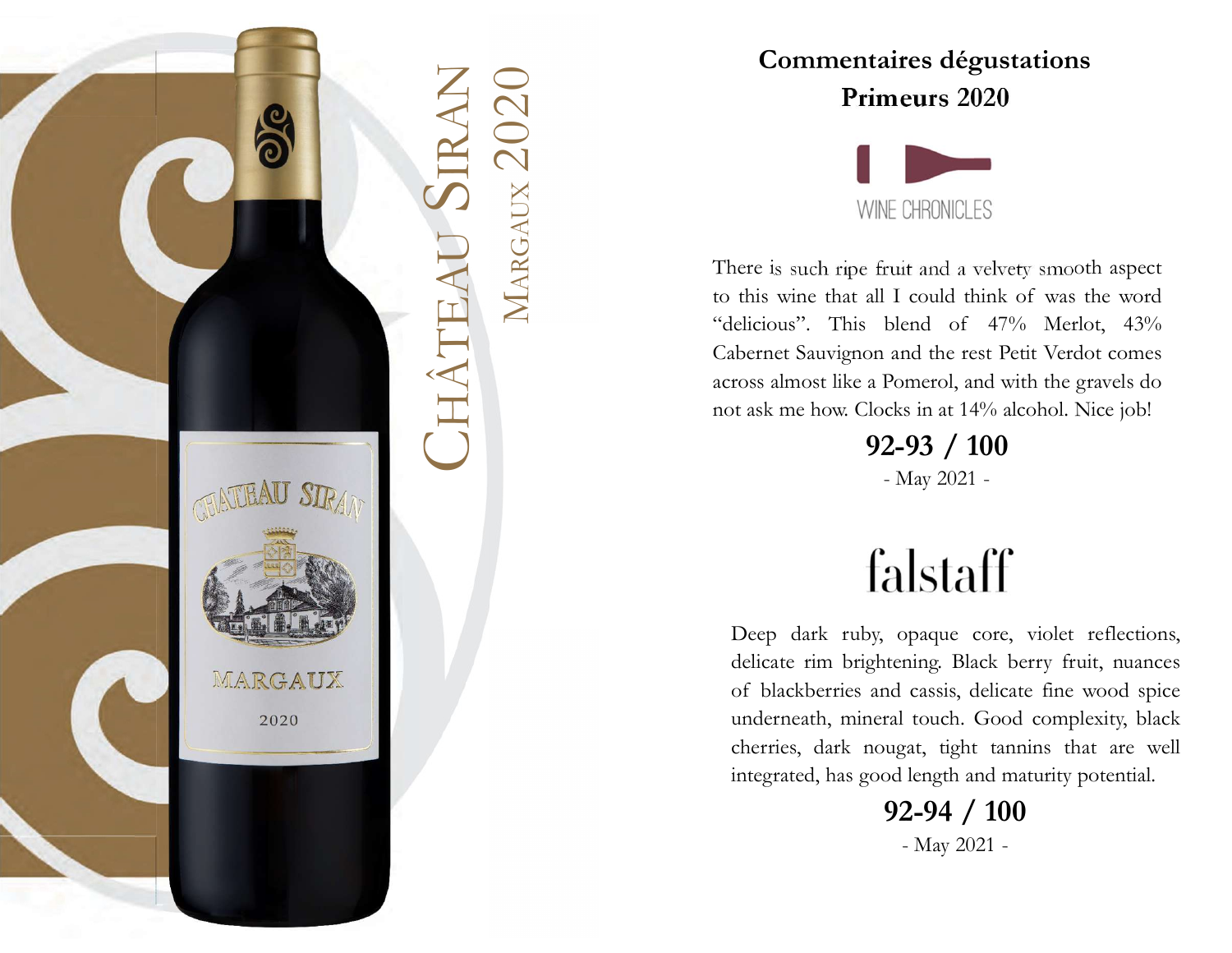# Château Siran
## Margaux 2020

### Commentaires dégustations Primeurs 2020

**WINE CHRONICLES**

There is such ripe fruit and a velvety smooth aspect to this wine that all I could think of was the word "delicious". This blend of 47% Merlot, 43% Cabernet Sauvignon and the rest Petit Verdot comes across almost like a Pomerol, and with the gravels do not ask me how. Clocks in at 14% alcohol. Nice job!

**92-93 / 100**

- May 2021 -

**falstaff**

Deep dark ruby, opaque core, violet reflections, delicate rim brightening. Black berry fruit, nuances of blackberries and cassis, delicate fine wood spice underneath, mineral touch. Good complexity, black cherries, dark nougat, tight tannins that are well integrated, has good length and maturity potential.

**92-94 / 100**

- May 2021 -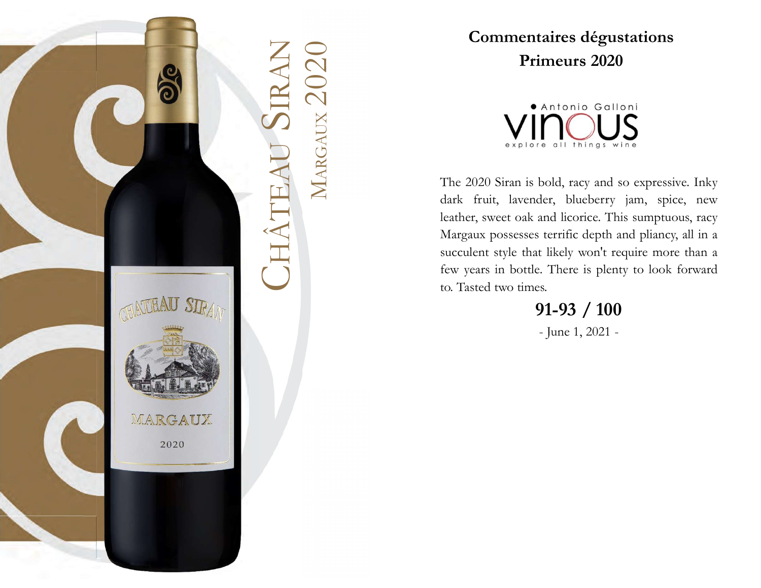# Château Siran

## Margaux 2020

## Commentaires dégustations Primeurs 2020

Antonio Galloni Vinous — explore all things wine

The 2020 Siran is bold, racy and so expressive. Inky dark fruit, lavender, blueberry jam, spice, new leather, sweet oak and licorice. This sumptuous, racy Margaux possesses terrific depth and pliancy, all in a succulent style that likely won't require more than a few years in bottle. There is plenty to look forward to. Tasted two times.

**91-93 / 100**

- June 1, 2021 -